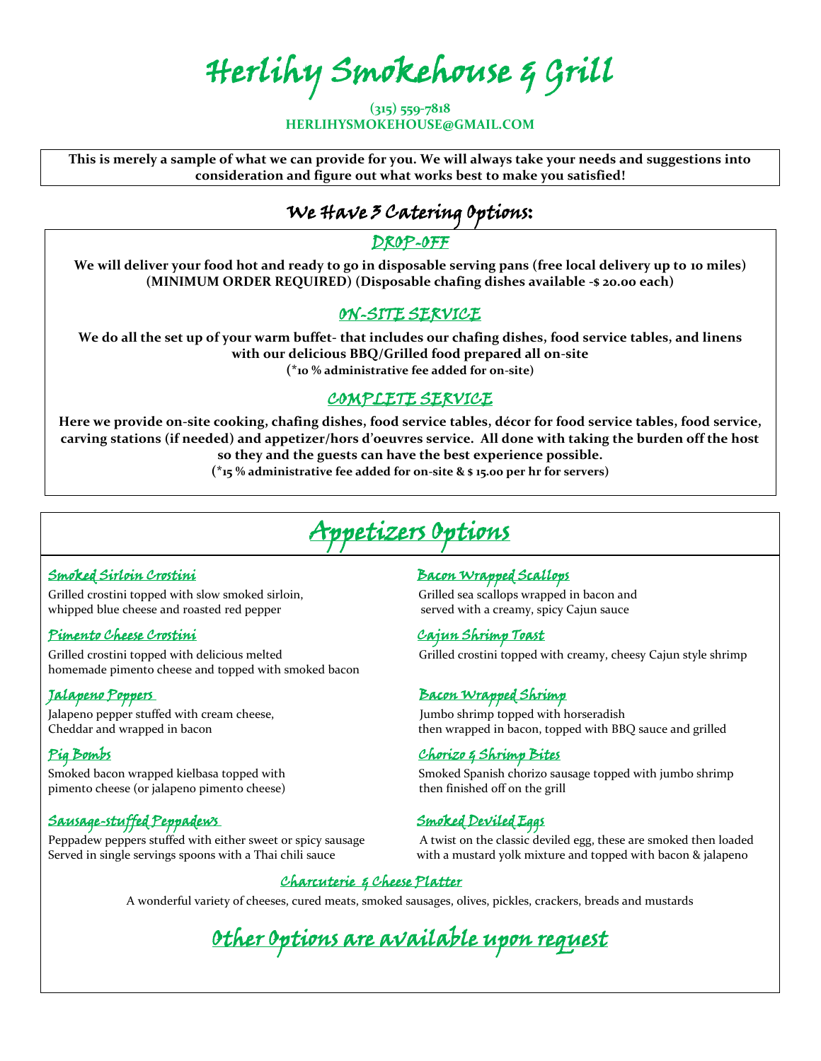# Herlihy Smokehouse & Grill

**(315) 559-7818**
**HERLIHYSMOKEHOUSE@GMAIL.COM**

**This is merely a sample of what we can provide for you. We will always take your needs and suggestions into consideration and figure out what works best to make you satisfied!**

## We Have 3 Catering Options:

### DROP-OFF

**We will deliver your food hot and ready to go in disposable serving pans (free local delivery up to 10 miles) (MINIMUM ORDER REQUIRED) (Disposable chafing dishes available -$ 20.00 each)**

### ON-SITE SERVICE

**We do all the set up of your warm buffet- that includes our chafing dishes, food service tables, and linens with our delicious BBQ/Grilled food prepared all on-site**
**(*10 % administrative fee added for on-site)**

### COMPLETE SERVICE

**Here we provide on-site cooking, chafing dishes, food service tables, décor for food service tables, food service, carving stations (if needed) and appetizer/hors d'oeuvres service. All done with taking the burden off the host so they and the guests can have the best experience possible.**
**(*15 % administrative fee added for on-site & $ 15.00 per hr for servers)**

## Appetizers Options

### Smoked Sirloin Crostini
Grilled crostini topped with slow smoked sirloin, whipped blue cheese and roasted red pepper

### Pimento Cheese Crostini
Grilled crostini topped with delicious melted homemade pimento cheese and topped with smoked bacon

### Jalapeno Poppers
Jalapeno pepper stuffed with cream cheese, Cheddar and wrapped in bacon

### Pig Bombs
Smoked bacon wrapped kielbasa topped with pimento cheese (or jalapeno pimento cheese)

### Sausage-stuffed Peppadews
Peppadew peppers stuffed with either sweet or spicy sausage Served in single servings spoons with a Thai chili sauce

### Bacon Wrapped Scallops
Grilled sea scallops wrapped in bacon and served with a creamy, spicy Cajun sauce

### Cajun Shrimp Toast
Grilled crostini topped with creamy, cheesy Cajun style shrimp

### Bacon Wrapped Shrimp
Jumbo shrimp topped with horseradish then wrapped in bacon, topped with BBQ sauce and grilled

### Chorizo & Shrimp Bites
Smoked Spanish chorizo sausage topped with jumbo shrimp then finished off on the grill

### Smoked Deviled Eggs
A twist on the classic deviled egg, these are smoked then loaded with a mustard yolk mixture and topped with bacon & jalapeno

### Charcuterie & Cheese Platter
A wonderful variety of cheeses, cured meats, smoked sausages, olives, pickles, crackers, breads and mustards

## Other Options are available upon request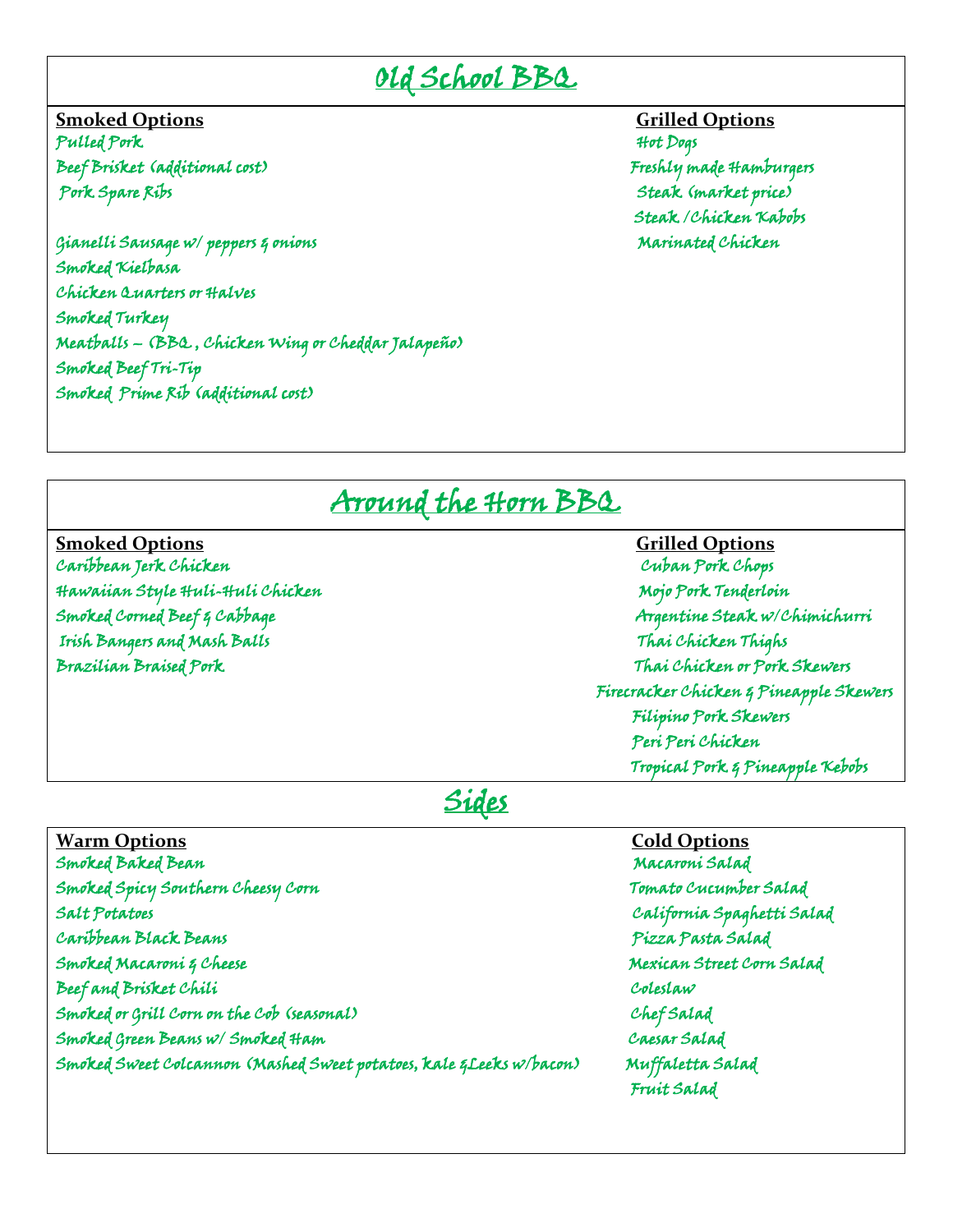# Old School BBQ

**Smoked Options**

Pulled Pork
Beef Brisket (additional cost)
Pork Spare Ribs

Gianelli Sausage w/ peppers & onions
Smoked Kielbasa
Chicken Quarters or Halves
Smoked Turkey
Meatballs – (BBQ , Chicken Wing or Cheddar Jalapeño)
Smoked Beef Tri-Tip
Smoked Prime Rib (additional cost)

**Grilled Options**

Hot Dogs
Freshly made Hamburgers
Steak (market price)
Steak /Chicken Kabobs
Marinated Chicken

# Around the Horn BBQ

**Smoked Options**

Caribbean Jerk Chicken
Hawaiian Style Huli-Huli Chicken
Smoked Corned Beef & Cabbage
Irish Bangers and Mash Balls
Brazilian Braised Pork

**Grilled Options**

Cuban Pork Chops
Mojo Pork Tenderloin
Argentine Steak w/Chimichurri
Thai Chicken Thighs
Thai Chicken or Pork Skewers
Firecracker Chicken & Pineapple Skewers
Filipino Pork Skewers
Peri Peri Chicken
Tropical Pork & Pineapple Kebobs

# Sides

**Warm Options**

Smoked Baked Bean
Smoked Spicy Southern Cheesy Corn
Salt Potatoes
Caribbean Black Beans
Smoked Macaroni & Cheese
Beef and Brisket Chili
Smoked or Grill Corn on the Cob (seasonal)
Smoked Green Beans w/ Smoked Ham
Smoked Sweet Colcannon (Mashed Sweet potatoes, kale &Leeks w/bacon)

**Cold Options**

Macaroni Salad
Tomato Cucumber Salad
California Spaghetti Salad
Pizza Pasta Salad
Mexican Street Corn Salad
Coleslaw
Chef Salad
Caesar Salad
Muffaletta Salad
Fruit Salad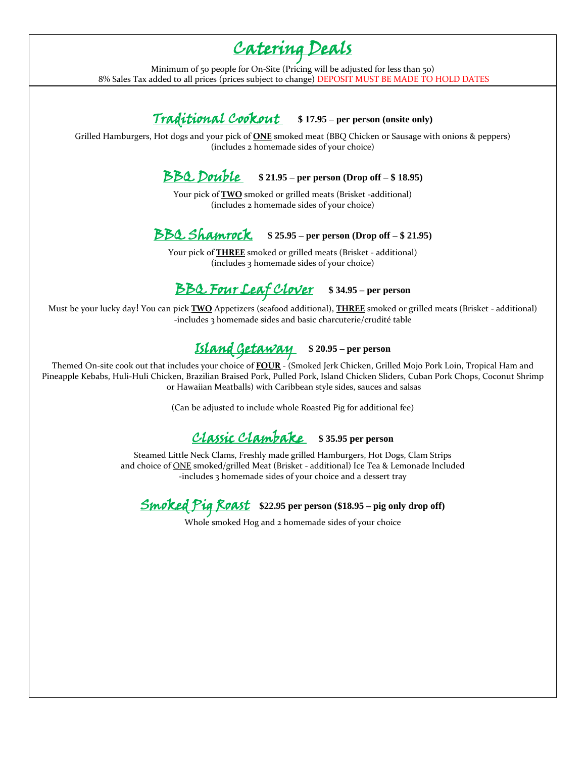# Catering Deals

Minimum of 50 people for On-Site (Pricing will be adjusted for less than 50)
8% Sales Tax added to all prices (prices subject to change) DEPOSIT MUST BE MADE TO HOLD DATES

## Traditional Cookout **$ 17.95 – per person (onsite only)**

Grilled Hamburgers, Hot dogs and your pick of **ONE** smoked meat (BBQ Chicken or Sausage with onions & peppers)
(includes 2 homemade sides of your choice)

## BBQ Double **$ 21.95 – per person (Drop off – $ 18.95)**

Your pick of **TWO** smoked or grilled meats (Brisket -additional)
(includes 2 homemade sides of your choice)

## BBQ Shamrock **$ 25.95 – per person (Drop off – $ 21.95)**

Your pick of **THREE** smoked or grilled meats (Brisket - additional)
(includes 3 homemade sides of your choice)

## BBQ Four Leaf Clover **$ 34.95 – per person**

Must be your lucky day! You can pick **TWO** Appetizers (seafood additional), **THREE** smoked or grilled meats (Brisket - additional)
-includes 3 homemade sides and basic charcuterie/crudité table

## Island Getaway **$ 20.95 – per person**

Themed On-site cook out that includes your choice of **FOUR** - (Smoked Jerk Chicken, Grilled Mojo Pork Loin, Tropical Ham and Pineapple Kebabs, Huli-Huli Chicken, Brazilian Braised Pork, Pulled Pork, Island Chicken Sliders, Cuban Pork Chops, Coconut Shrimp or Hawaiian Meatballs) with Caribbean style sides, sauces and salsas

(Can be adjusted to include whole Roasted Pig for additional fee)

## Classic Clambake **$ 35.95 per person**

Steamed Little Neck Clams, Freshly made grilled Hamburgers, Hot Dogs, Clam Strips
and choice of ONE smoked/grilled Meat (Brisket - additional) Ice Tea & Lemonade Included
-includes 3 homemade sides of your choice and a dessert tray

## Smoked Pig Roast **$22.95 per person ($18.95 – pig only drop off)**

Whole smoked Hog and 2 homemade sides of your choice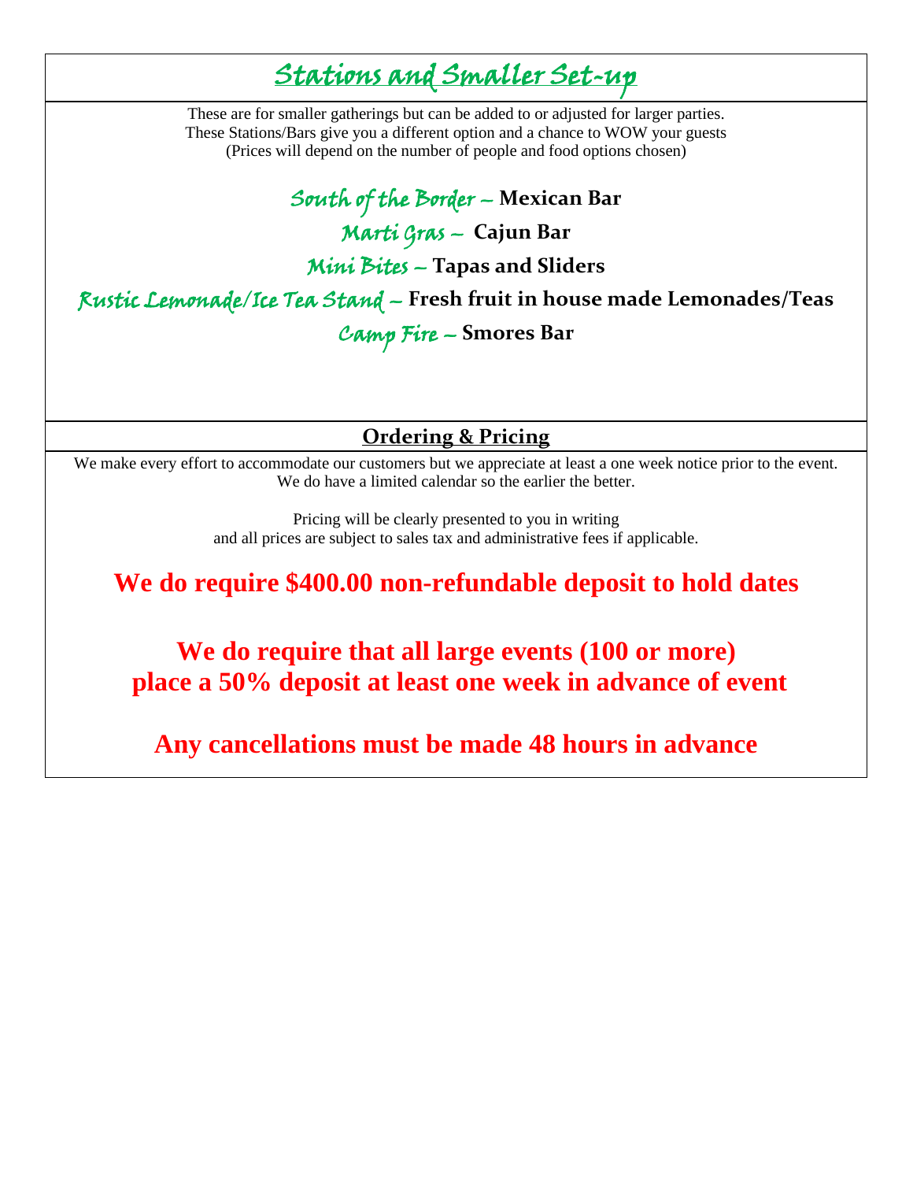# Stations and Smaller Set-up

These are for smaller gatherings but can be added to or adjusted for larger parties.
These Stations/Bars give you a different option and a chance to WOW your guests
(Prices will depend on the number of people and food options chosen)

South of the Border – **Mexican Bar**

Marti Gras – **Cajun Bar**

Mini Bites – **Tapas and Sliders**

Rustic Lemonade/Ice Tea Stand – **Fresh fruit in house made Lemonades/Teas**

Camp Fire – **Smores Bar**

## Ordering & Pricing

We make every effort to accommodate our customers but we appreciate at least a one week notice prior to the event.
We do have a limited calendar so the earlier the better.

Pricing will be clearly presented to you in writing
and all prices are subject to sales tax and administrative fees if applicable.

**We do require $400.00 non-refundable deposit to hold dates**

**We do require that all large events (100 or more)
place a 50% deposit at least one week in advance of event**

**Any cancellations must be made 48 hours in advance**